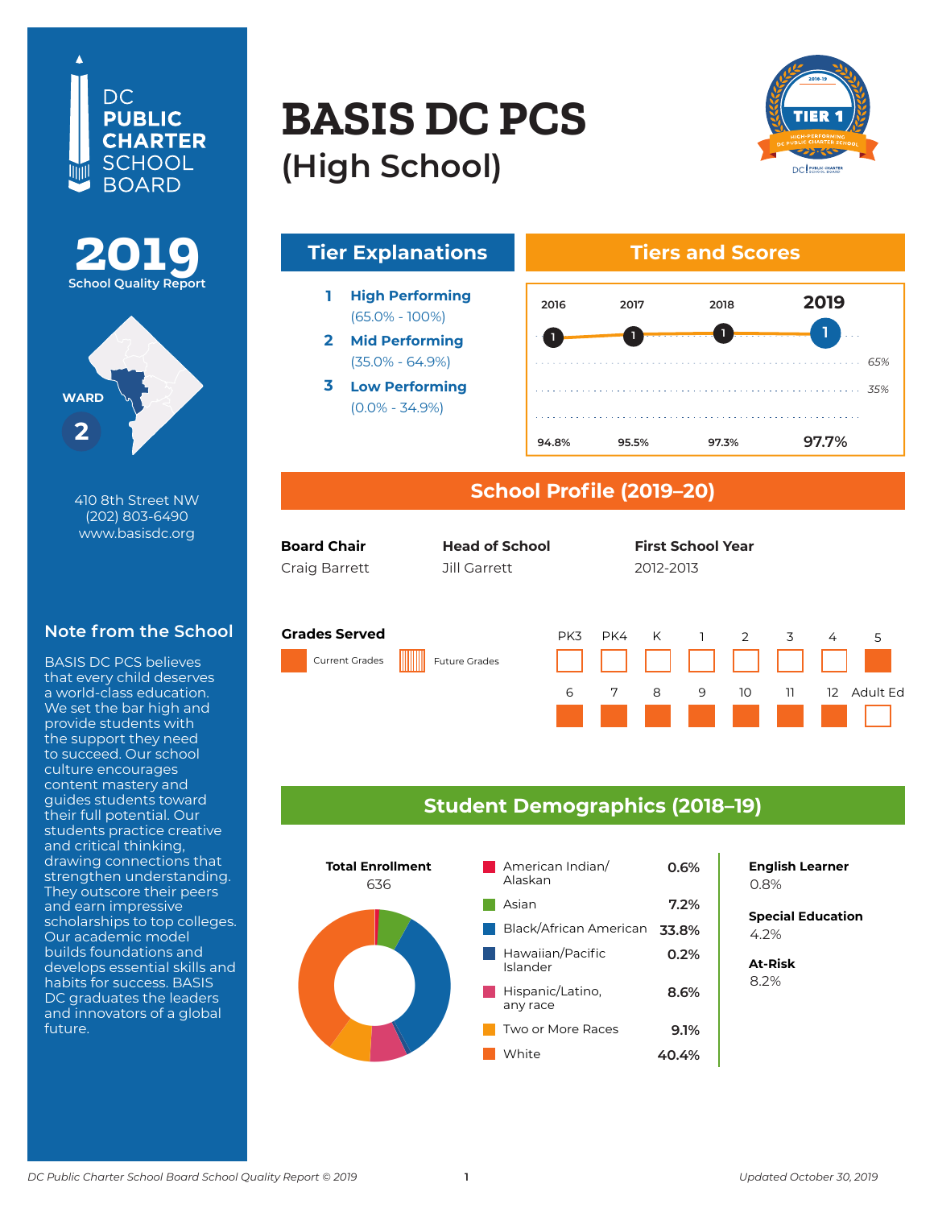DC PUBLIC CHARTER SCHOOL BOARD

# 2019 School Quality Report

# BASIS DC PCS (High School)

WARD 2

410 8th Street NW
(202) 803-6490
www.basisdc.org

## Note from the School

BASIS DC PCS believes that every child deserves a world-class education. We set the bar high and provide students with the support they need to succeed. Our school culture encourages content mastery and guides students toward their full potential. Our students practice creative and critical thinking, drawing connections that strengthen understanding. They outscore their peers and earn impressive scholarships to top colleges. Our academic model builds foundations and develops essential skills and habits for success. BASIS DC graduates the leaders and innovators of a global future.

## Tier Explanations

1. **High Performing** (65.0% - 100%)
2. **Mid Performing** (35.0% - 64.9%)
3. **Low Performing** (0.0% - 34.9%)

## Tiers and Scores

| | 2016 | 2017 | 2018 | 2019 |
|---|---|---|---|---|
| Tier | 1 | 1 | 1 | 1 |
| Score | 94.8% | 95.5% | 97.3% | 97.7% |

## School Profile (2019–20)

| Board Chair | Head of School | First School Year |
|---|---|---|
| Craig Barrett | Jill Garrett | 2012-2013 |

### Grades Served

Current Grades: 5, 6, 7, 8, 9, 10, 11, 12

Future Grades: None

## Student Demographics (2018–19)

**Total Enrollment**
636

| Race/Ethnicity | Percent |
|---|---|
| American Indian/ Alaskan | 0.6% |
| Asian | 7.2% |
| Black/African American | 33.8% |
| Hawaiian/Pacific Islander | 0.2% |
| Hispanic/Latino, any race | 8.6% |
| Two or More Races | 9.1% |
| White | 40.4% |

**English Learner**
0.8%

**Special Education**
4.2%

**At-Risk**
8.2%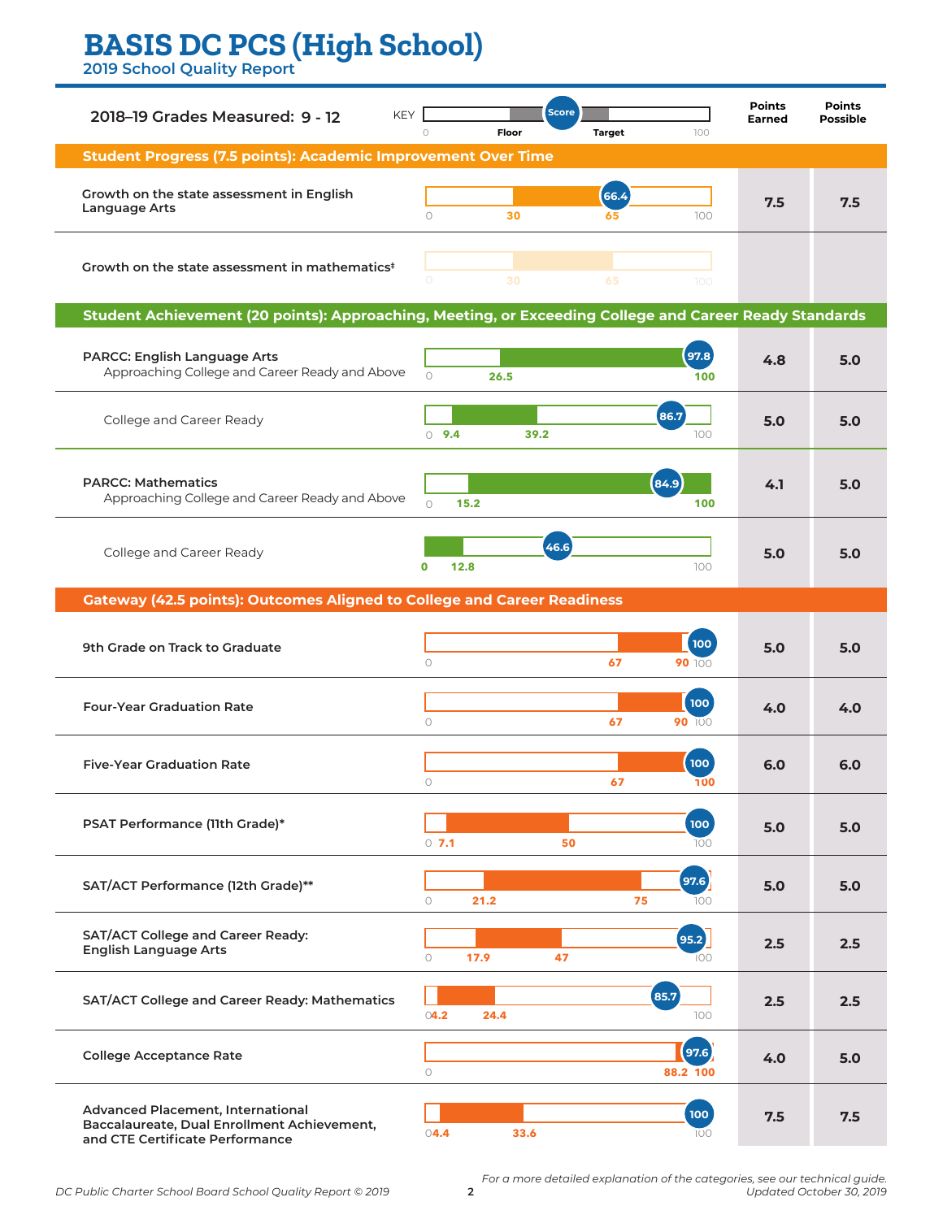# BASIS DC PCS (High School)

## 2019 School Quality Report

**2018–19 Grades Measured: 9 - 12**

KEY: 0 — Floor — Score — Target — 100

| Measure | Score | Floor | Target | Points Earned | Points Possible |
|---|---|---|---|---|---|
| **Student Progress (7.5 points): Academic Improvement Over Time** | | | | | |
| Growth on the state assessment in English Language Arts | 66.4 | 30 | 65 | 7.5 | 7.5 |
| Growth on the state assessment in mathematics‡ | | 30 | 65 | | |
| **Student Achievement (20 points): Approaching, Meeting, or Exceeding College and Career Ready Standards** | | | | | |
| PARCC: English Language Arts — Approaching College and Career Ready and Above | 97.8 | 26.5 | 100 | 4.8 | 5.0 |
| College and Career Ready | 86.7 | 9.4 | 39.2 | 5.0 | 5.0 |
| PARCC: Mathematics — Approaching College and Career Ready and Above | 84.9 | 15.2 | 100 | 4.1 | 5.0 |
| College and Career Ready | 46.6 | 0 | 12.8 | 5.0 | 5.0 |
| **Gateway (42.5 points): Outcomes Aligned to College and Career Readiness** | | | | | |
| 9th Grade on Track to Graduate | 100 | 67 | 90 | 5.0 | 5.0 |
| Four-Year Graduation Rate | 100 | 67 | 90 | 4.0 | 4.0 |
| Five-Year Graduation Rate | 100 | 67 | 100 | 6.0 | 6.0 |
| PSAT Performance (11th Grade)* | 100 | 7.1 | 50 | 5.0 | 5.0 |
| SAT/ACT Performance (12th Grade)** | 97.6 | 21.2 | 75 | 5.0 | 5.0 |
| SAT/ACT College and Career Ready: English Language Arts | 95.2 | 17.9 | 47 | 2.5 | 2.5 |
| SAT/ACT College and Career Ready: Mathematics | 85.7 | 4.2 | 24.4 | 2.5 | 2.5 |
| College Acceptance Rate | 97.6 | 88.2 | 100 | 4.0 | 5.0 |
| Advanced Placement, International Baccalaureate, Dual Enrollment Achievement, and CTE Certificate Performance | 100 | 4.4 | 33.6 | 7.5 | 7.5 |

*For a more detailed explanation of the categories, see our technical guide.*

*DC Public Charter School Board School Quality Report © 2019*

*Updated October 30, 2019*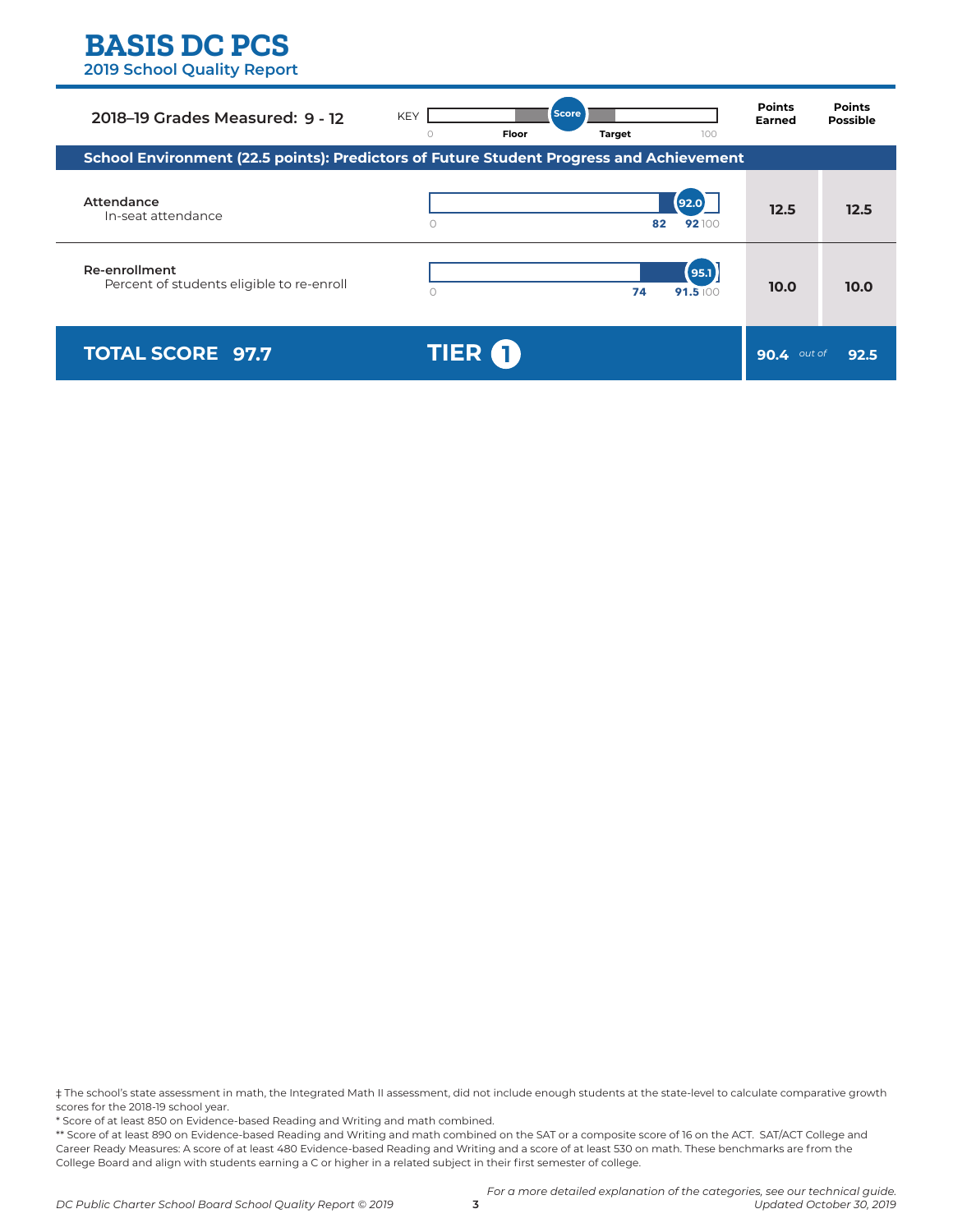# BASIS DC PCS

## 2019 School Quality Report

**2018–19 Grades Measured: 9 - 12**

KEY: 0 — Floor — Score — Target — 100

| | | Points Earned | Points Possible |
|---|---|---|---|
| **School Environment (22.5 points): Predictors of Future Student Progress and Achievement** | | | |
| **Attendance** In-seat attendance | Score: 92.0; Floor: 82; Target: 92 | 12.5 | 12.5 |
| **Re-enrollment** Percent of students eligible to re-enroll | Score: 95.1; Floor: 74; Target: 91.5 | 10.0 | 10.0 |
| **TOTAL SCORE 97.7** | **TIER 1** | **90.4** *out of* | **92.5** |

‡ The school's state assessment in math, the Integrated Math II assessment, did not include enough students at the state-level to calculate comparative growth scores for the 2018-19 school year.

* Score of at least 850 on Evidence-based Reading and Writing and math combined.

** Score of at least 890 on Evidence-based Reading and Writing and math combined on the SAT or a composite score of 16 on the ACT. SAT/ACT College and Career Ready Measures: A score of at least 480 Evidence-based Reading and Writing and a score of at least 530 on math. These benchmarks are from the College Board and align with students earning a C or higher in a related subject in their first semester of college.

*For a more detailed explanation of the categories, see our technical guide.*
*Updated October 30, 2019*